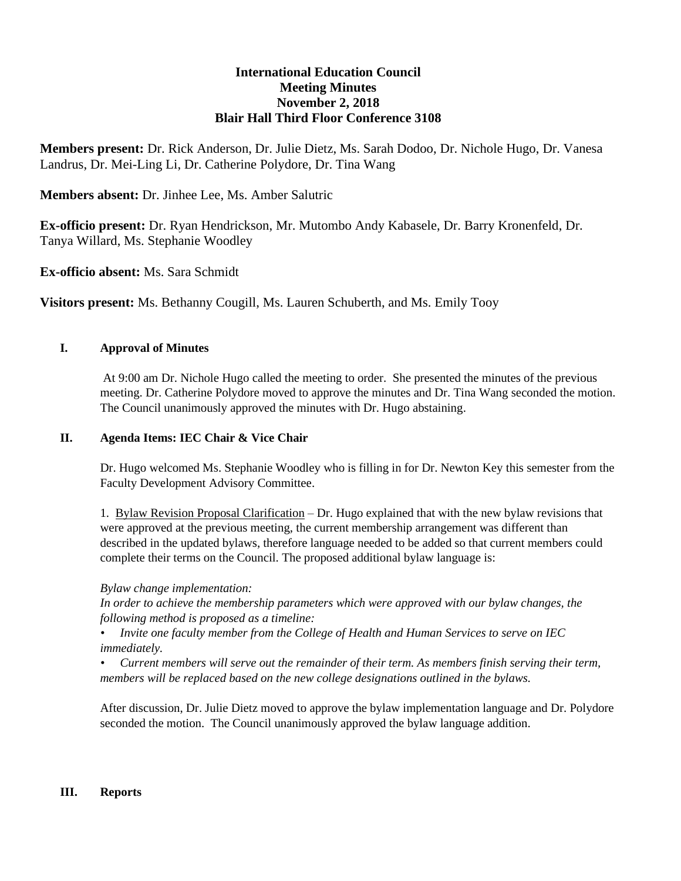# International Education Council
## Meeting Minutes
## November 2, 2018
## Blair Hall Third Floor Conference 3108

**Members present:** Dr. Rick Anderson, Dr. Julie Dietz, Ms. Sarah Dodoo, Dr. Nichole Hugo, Dr. Vanesa Landrus, Dr. Mei-Ling Li, Dr. Catherine Polydore, Dr. Tina Wang

**Members absent:** Dr. Jinhee Lee, Ms. Amber Salutric

**Ex-officio present:** Dr. Ryan Hendrickson, Mr. Mutombo Andy Kabasele, Dr. Barry Kronenfeld, Dr. Tanya Willard, Ms. Stephanie Woodley

**Ex-officio absent:** Ms. Sara Schmidt

**Visitors present:** Ms. Bethanny Cougill, Ms. Lauren Schuberth, and Ms. Emily Tooy

### I. Approval of Minutes

At 9:00 am Dr. Nichole Hugo called the meeting to order. She presented the minutes of the previous meeting. Dr. Catherine Polydore moved to approve the minutes and Dr. Tina Wang seconded the motion. The Council unanimously approved the minutes with Dr. Hugo abstaining.

### II. Agenda Items: IEC Chair & Vice Chair

Dr. Hugo welcomed Ms. Stephanie Woodley who is filling in for Dr. Newton Key this semester from the Faculty Development Advisory Committee.

1. Bylaw Revision Proposal Clarification – Dr. Hugo explained that with the new bylaw revisions that were approved at the previous meeting, the current membership arrangement was different than described in the updated bylaws, therefore language needed to be added so that current members could complete their terms on the Council. The proposed additional bylaw language is:

*Bylaw change implementation:*
*In order to achieve the membership parameters which were approved with our bylaw changes, the following method is proposed as a timeline:*

- *Invite one faculty member from the College of Health and Human Services to serve on IEC immediately.*
- *Current members will serve out the remainder of their term. As members finish serving their term, members will be replaced based on the new college designations outlined in the bylaws.*

After discussion, Dr. Julie Dietz moved to approve the bylaw implementation language and Dr. Polydore seconded the motion. The Council unanimously approved the bylaw language addition.

### III. Reports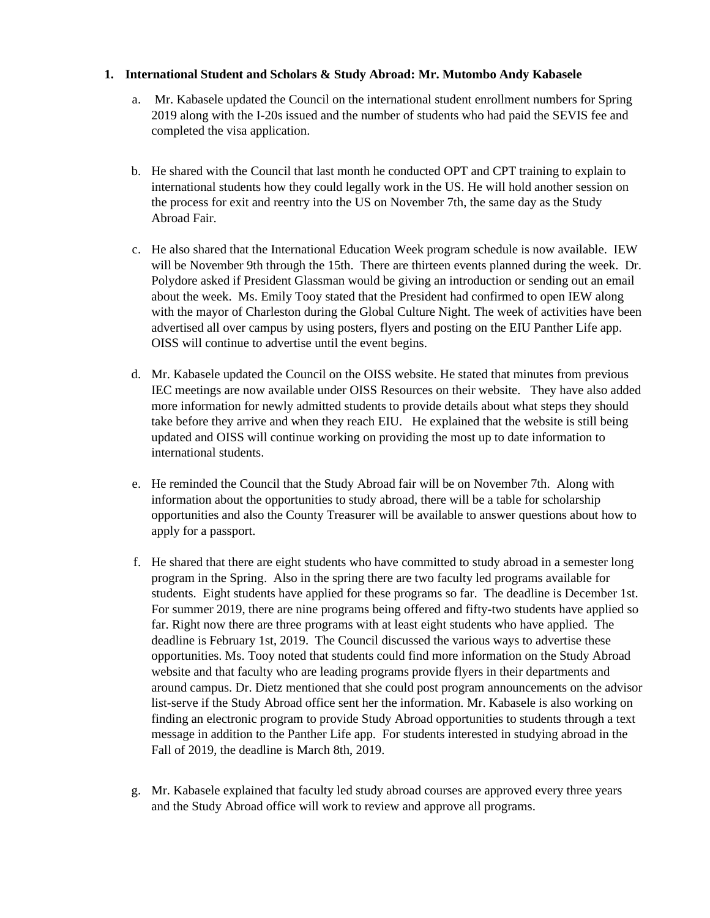1. **International Student and Scholars & Study Abroad: Mr. Mutombo Andy Kabasele**

    a. Mr. Kabasele updated the Council on the international student enrollment numbers for Spring 2019 along with the I-20s issued and the number of students who had paid the SEVIS fee and completed the visa application.

    b. He shared with the Council that last month he conducted OPT and CPT training to explain to international students how they could legally work in the US. He will hold another session on the process for exit and reentry into the US on November 7th, the same day as the Study Abroad Fair.

    c. He also shared that the International Education Week program schedule is now available. IEW will be November 9th through the 15th. There are thirteen events planned during the week. Dr. Polydore asked if President Glassman would be giving an introduction or sending out an email about the week. Ms. Emily Tooy stated that the President had confirmed to open IEW along with the mayor of Charleston during the Global Culture Night. The week of activities have been advertised all over campus by using posters, flyers and posting on the EIU Panther Life app. OISS will continue to advertise until the event begins.

    d. Mr. Kabasele updated the Council on the OISS website. He stated that minutes from previous IEC meetings are now available under OISS Resources on their website. They have also added more information for newly admitted students to provide details about what steps they should take before they arrive and when they reach EIU. He explained that the website is still being updated and OISS will continue working on providing the most up to date information to international students.

    e. He reminded the Council that the Study Abroad fair will be on November 7th. Along with information about the opportunities to study abroad, there will be a table for scholarship opportunities and also the County Treasurer will be available to answer questions about how to apply for a passport.

    f. He shared that there are eight students who have committed to study abroad in a semester long program in the Spring. Also in the spring there are two faculty led programs available for students. Eight students have applied for these programs so far. The deadline is December 1st. For summer 2019, there are nine programs being offered and fifty-two students have applied so far. Right now there are three programs with at least eight students who have applied. The deadline is February 1st, 2019. The Council discussed the various ways to advertise these opportunities. Ms. Tooy noted that students could find more information on the Study Abroad website and that faculty who are leading programs provide flyers in their departments and around campus. Dr. Dietz mentioned that she could post program announcements on the advisor list-serve if the Study Abroad office sent her the information. Mr. Kabasele is also working on finding an electronic program to provide Study Abroad opportunities to students through a text message in addition to the Panther Life app. For students interested in studying abroad in the Fall of 2019, the deadline is March 8th, 2019.

    g. Mr. Kabasele explained that faculty led study abroad courses are approved every three years and the Study Abroad office will work to review and approve all programs.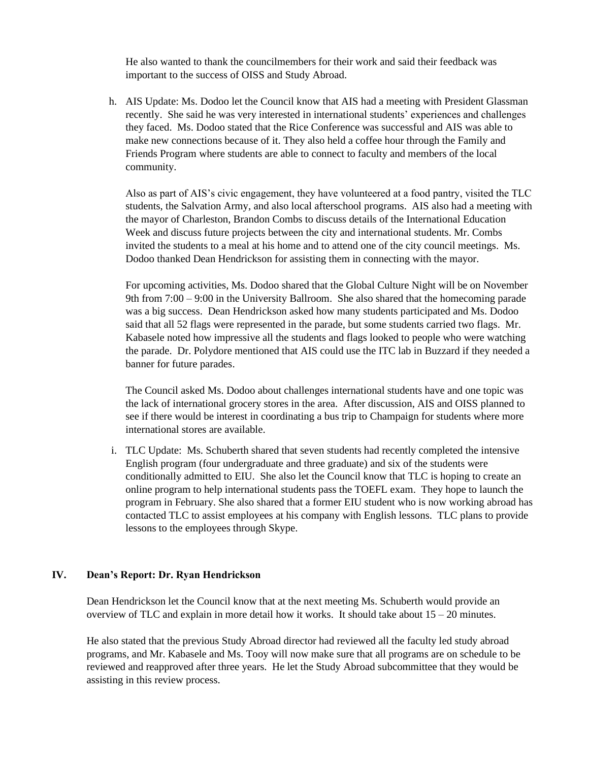He also wanted to thank the councilmembers for their work and said their feedback was important to the success of OISS and Study Abroad.

h. AIS Update: Ms. Dodoo let the Council know that AIS had a meeting with President Glassman recently. She said he was very interested in international students' experiences and challenges they faced. Ms. Dodoo stated that the Rice Conference was successful and AIS was able to make new connections because of it. They also held a coffee hour through the Family and Friends Program where students are able to connect to faculty and members of the local community.

   Also as part of AIS's civic engagement, they have volunteered at a food pantry, visited the TLC students, the Salvation Army, and also local afterschool programs. AIS also had a meeting with the mayor of Charleston, Brandon Combs to discuss details of the International Education Week and discuss future projects between the city and international students. Mr. Combs invited the students to a meal at his home and to attend one of the city council meetings. Ms. Dodoo thanked Dean Hendrickson for assisting them in connecting with the mayor.

   For upcoming activities, Ms. Dodoo shared that the Global Culture Night will be on November 9th from 7:00 – 9:00 in the University Ballroom. She also shared that the homecoming parade was a big success. Dean Hendrickson asked how many students participated and Ms. Dodoo said that all 52 flags were represented in the parade, but some students carried two flags. Mr. Kabasele noted how impressive all the students and flags looked to people who were watching the parade. Dr. Polydore mentioned that AIS could use the ITC lab in Buzzard if they needed a banner for future parades.

   The Council asked Ms. Dodoo about challenges international students have and one topic was the lack of international grocery stores in the area. After discussion, AIS and OISS planned to see if there would be interest in coordinating a bus trip to Champaign for students where more international stores are available.

i. TLC Update: Ms. Schuberth shared that seven students had recently completed the intensive English program (four undergraduate and three graduate) and six of the students were conditionally admitted to EIU. She also let the Council know that TLC is hoping to create an online program to help international students pass the TOEFL exam. They hope to launch the program in February. She also shared that a former EIU student who is now working abroad has contacted TLC to assist employees at his company with English lessons. TLC plans to provide lessons to the employees through Skype.

## IV. Dean's Report: Dr. Ryan Hendrickson

Dean Hendrickson let the Council know that at the next meeting Ms. Schuberth would provide an overview of TLC and explain in more detail how it works. It should take about 15 – 20 minutes.

He also stated that the previous Study Abroad director had reviewed all the faculty led study abroad programs, and Mr. Kabasele and Ms. Tooy will now make sure that all programs are on schedule to be reviewed and reapproved after three years. He let the Study Abroad subcommittee that they would be assisting in this review process.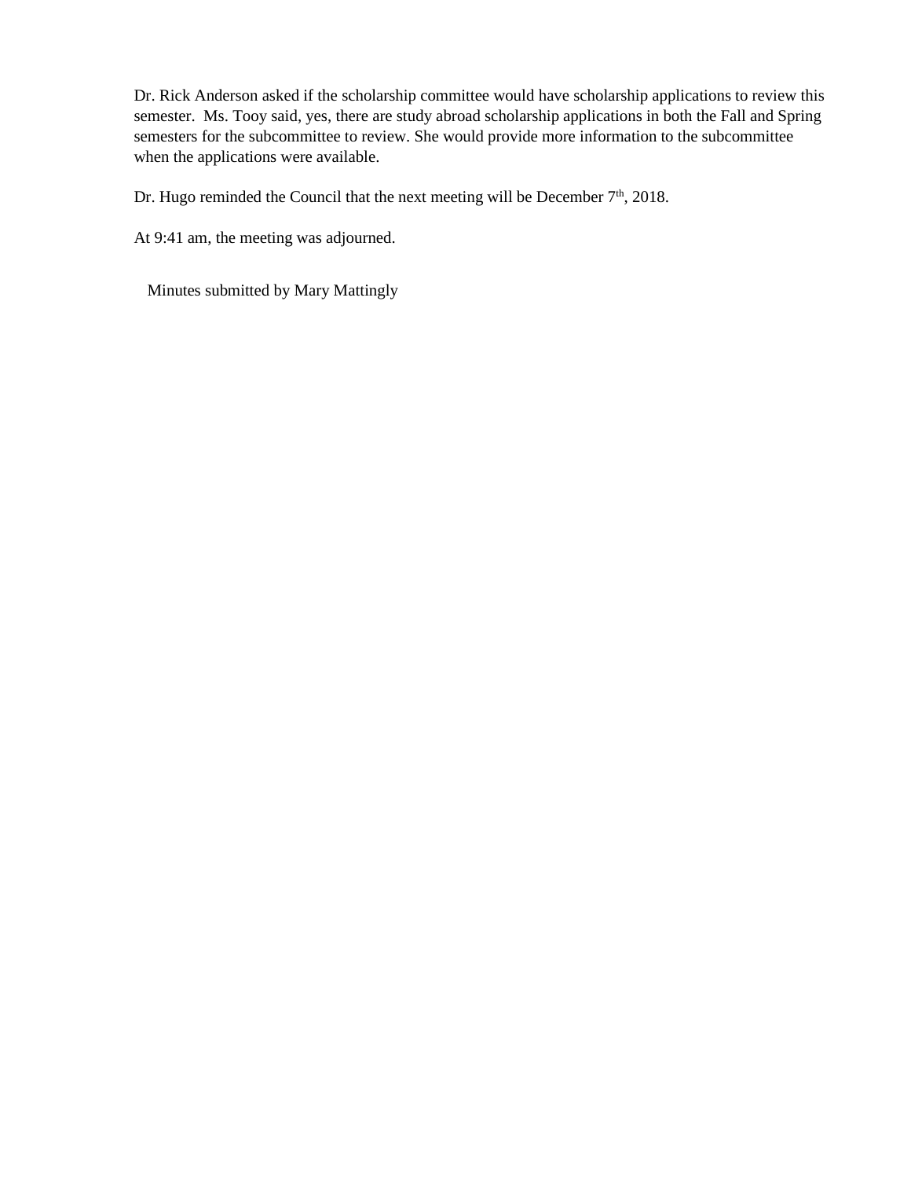Dr. Rick Anderson asked if the scholarship committee would have scholarship applications to review this semester.  Ms. Tooy said, yes, there are study abroad scholarship applications in both the Fall and Spring semesters for the subcommittee to review. She would provide more information to the subcommittee when the applications were available.

Dr. Hugo reminded the Council that the next meeting will be December 7th, 2018.

At 9:41 am, the meeting was adjourned.

Minutes submitted by Mary Mattingly